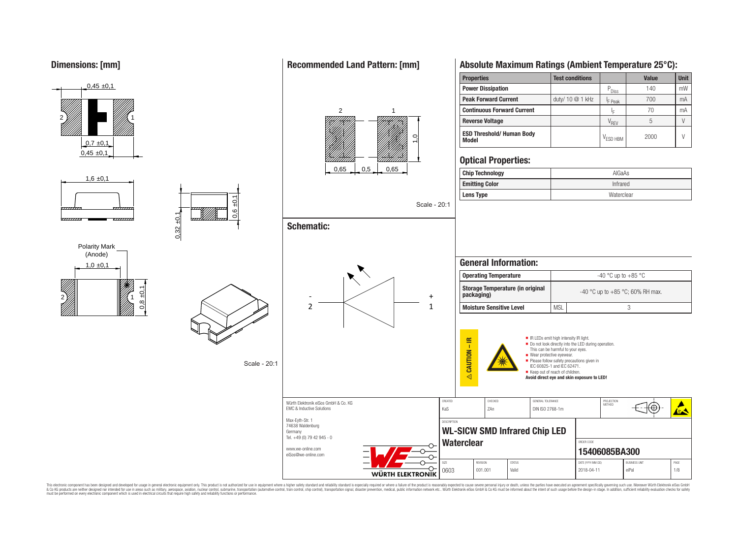## Dimensions: [mm]

0,45 ±0,1

0,7 ±0,1

0,45 ±0,1

1,6 ±0,1

0,32 ±0,1

0,6 ±0,1

Polarity Mark (Anode)

1,0 ±0,1

0,8 ±0,1

Scale - 20:1

## Recommended Land Pattern: [mm]

0,65 | 0,5 | 0,65

1,0

Scale - 20:1

## Schematic:

- 2 / + 1

## Absolute Maximum Ratings (Ambient Temperature 25°C):

| Properties | Test conditions | | Value | Unit |
|---|---|---|---|---|
| **Power Dissipation** | | $P_{Diss}$ | 140 | mW |
| **Peak Forward Current** | duty/ 10 @ 1 kHz | $I_{F\ Peak}$ | 700 | mA |
| **Continuous Forward Current** | | $I_F$ | 70 | mA |
| **Reverse Voltage** | | $V_{REV}$ | 5 | V |
| **ESD Threshold/ Human Body Model** | | $V_{ESD\ HBM}$ | 2000 | V |

## Optical Properties:

| | |
|---|---|
| **Chip Technology** | AlGaAs |
| **Emitting Color** | Infrared |
| **Lens Type** | Waterclear |

## General Information:

| | | |
|---|---|---|
| **Operating Temperature** | -40 °C up to +85 °C | |
| **Storage Temperature (in original packaging)** | -40 °C up to +85 °C; 60% RH max. | |
| **Moisture Sensitive Level** | MSL | 3 |

⚠ CAUTION – IR

- IR LEDs emit high intensity IR light.
- Do not look directly into the LED during operation. This can be harmful to your eyes.
- Wear protective eyewear.
- Please follow safety precautions given in IEC 60825-1 and IEC 62471.
- Keep out of reach of children.

**Avoid direct eye and skin exposure to LED!**

Würth Elektronik eiSos GmbH & Co. KG
EMC & Inductive Solutions
Max-Eyth-Str. 1
74638 Waldenburg
Germany
Tel. +49 (0) 79 42 945 - 0
www.we-online.com
eiSos@we-online.com

| CREATED | CHECKED | GENERAL TOLERANCE | PROJECTION METHOD |
|---|---|---|---|
| KaS | ZAn | DIN ISO 2768-1m | |

DESCRIPTION: **WL-SICW SMD Infrared Chip LED Waterclear**

ORDER CODE: **15406085BA300**

| SIZE | REVISION | STATUS | DATE (YYYY-MM-DD) | BUSINESS UNIT | PAGE |
|---|---|---|---|---|---|
| 0603 | 001.001 | Valid | 2018-04-11 | eiPal | 1/8 |

This electronic component has been designed and developed for usage in general electronic equipment only. This product is not authorized for use in equipment where a higher safety standard and reliability standard is especially required or where a failure of the product is reasonably expected to cause severe personal injury or death, unless the parties have executed an agreement specifically governing such use. Moreover Würth Elektronik eiSos GmbH & Co KG products are neither designed nor intended for use in areas such as military, aerospace, aviation, nuclear control, submarine, transportation (automotive control, train control, ship control), transportation signal, disaster prevention, medical, public information network etc.. Würth Elektronik eiSos GmbH & Co KG must be informed about the intent of such usage before the design-in stage. In addition, sufficient reliability evaluation checks for safety must be performed on every electronic component which is used in electrical circuits that require high safety and reliability functions or performance.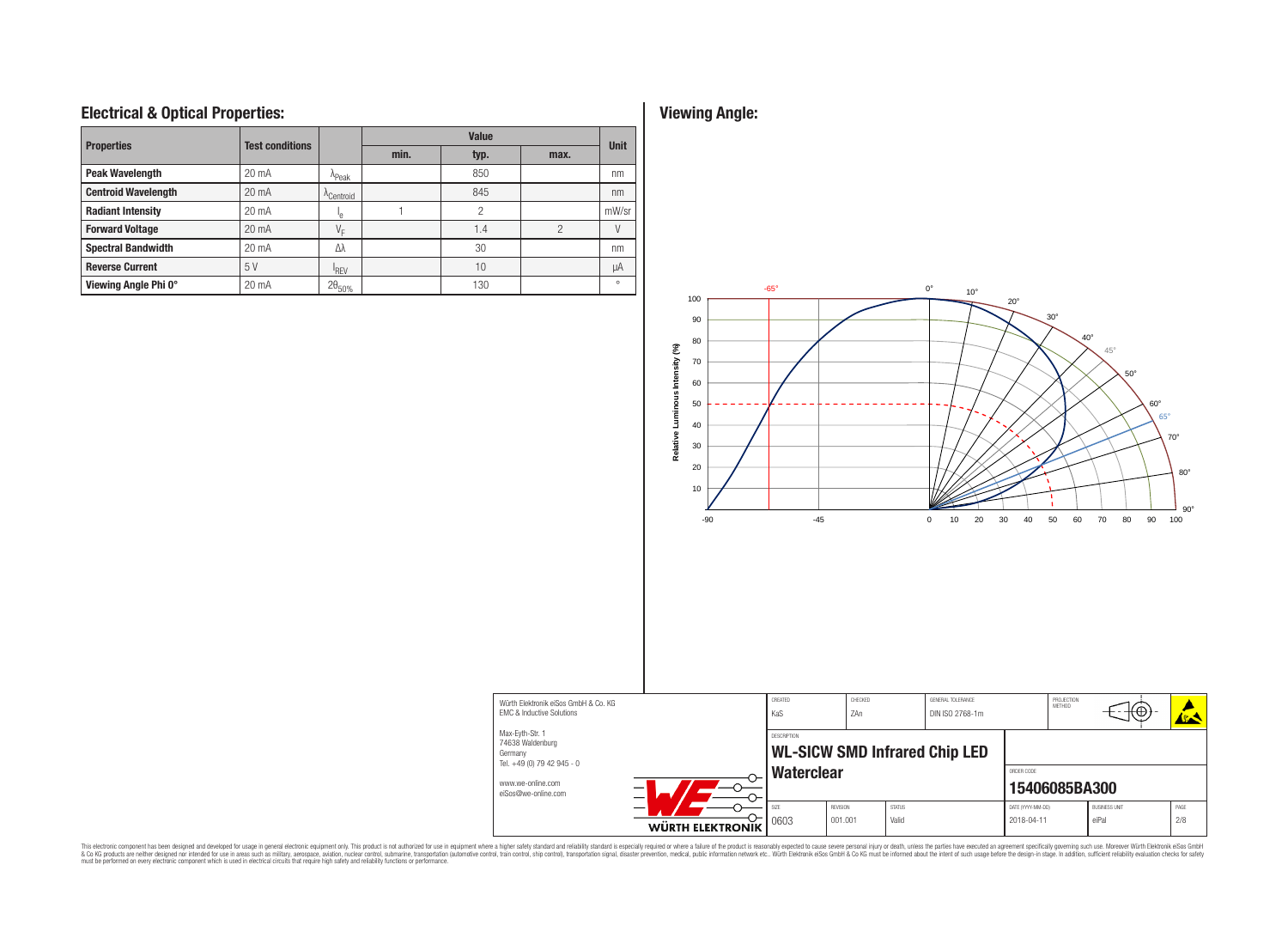## Electrical & Optical Properties:

| Properties | Test conditions | | Value | | | Unit |
|---|---|---|---|---|---|---|
| | | | min. | typ. | max. | |
| **Peak Wavelength** | 20 mA | $\lambda_{Peak}$ | | 850 | | nm |
| **Centroid Wavelength** | 20 mA | $\lambda_{Centroid}$ | | 845 | | nm |
| **Radiant Intensity** | 20 mA | $I_e$ | 1 | 2 | | mW/sr |
| **Forward Voltage** | 20 mA | $V_F$ | | 1.4 | 2 | V |
| **Spectral Bandwidth** | 20 mA | $\Delta\lambda$ | | 30 | | nm |
| **Reverse Current** | 5 V | $I_{REV}$ | | 10 | | µA |
| **Viewing Angle Phi 0°** | 20 mA | $2\theta_{50\%}$ | | 130 | | ° |

## Viewing Angle:

Relative Luminous Intensity (%)

-65° 0° 10° 20° 30° 40° 45° 50° 60° 65° 70° 80° 90°

100 90 80 70 60 50 40 30 20 10

-90 -45 0 10 20 30 40 50 60 70 80 90 100

| Würth Elektronik eiSos GmbH & Co. KG<br>EMC & Inductive Solutions<br>Max-Eyth-Str. 1<br>74638 Waldenburg<br>Germany<br>Tel. +49 (0) 79 42 945 - 0<br>www.we-online.com<br>eiSos@we-online.com | CREATED: KaS | CHECKED: ZAn | GENERAL TOLERANCE: DIN ISO 2768-1m | PROJECTION METHOD |
|---|---|---|---|---|
| | DESCRIPTION: **WL-SICW SMD Infrared Chip LED Waterclear** | | ORDER CODE: **15406085BA300** | |
| | SIZE: 0603 | REVISION: 001.001 | STATUS: Valid | DATE (YYYY-MM-DD): 2018-04-11 | BUSINESS UNIT: eiPal | PAGE: 2/8 |

This electronic component has been designed and developed for usage in general electronic equipment only. This product is not authorized for use in equipment where a higher safety standard and reliability standard is especially required or where a failure of the product is reasonably expected to cause severe personal injury or death, unless the parties have executed an agreement specifically governing such use. Moreover Würth Elektronik eiSos GmbH & Co KG products are neither designed nor intended for use in areas such as military, aerospace, aviation, nuclear control, submarine, transportation (automotive control, train control, ship control), transportation signal, disaster prevention, medical, public information network etc.. Würth Elektronik eiSos GmbH & Co KG must be informed about the intent of such usage before the design-in stage. In addition, sufficient reliability evaluation checks for safety must be performed on every electronic component which is used in electrical circuits that require high safety and reliability functions or performance.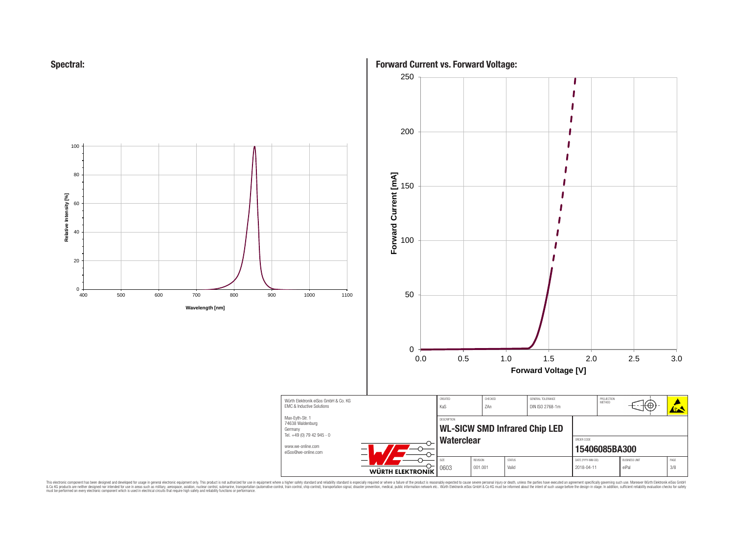## Spectral:

Relative Intensity [%]

Wavelength [nm]

## Forward Current vs. Forward Voltage:

Forward Current [mA]

Forward Voltage [V]

| | CREATED | CHECKED | GENERAL TOLERANCE | PROJECTION METHOD | |
|---|---|---|---|---|---|
| Würth Elektronik eiSos GmbH & Co. KG<br>EMC & Inductive Solutions | KaS | ZAn | DIN ISO 2768-1m | | |
| Max-Eyth-Str. 1<br>74638 Waldenburg<br>Germany<br>Tel. +49 (0) 79 42 945 - 0<br>www.we-online.com<br>eiSos@we-online.com | DESCRIPTION<br>**WL-SICW SMD Infrared Chip LED Waterclear** | | | ORDER CODE<br>**15406085BA300** | |
| | SIZE<br>0603 | REVISION<br>001.001 | STATUS<br>Valid | DATE (YYYY-MM-DD)<br>2018-04-11 | BUSINESS UNIT<br>eiPal |

This electronic component has been designed and developed for usage in general electronic equipment only. This product is not authorized for use in equipment where a higher safety standard and reliability standard is especially required or where a failure of the product is reasonably expected to cause severe personal injury or death, unless the parties have executed an agreement specifically governing such use. Moreover Würth Elektronik eiSos GmbH & Co KG products are neither designed nor intended for use in areas such as military, aerospace, aviation, nuclear control, submarine, transportation (automotive control, train control, ship control), transportation signal, disaster prevention, medical, public information network etc.. Würth Elektronik eiSos GmbH & Co KG must be informed about the intent of such usage before the design-in stage. In addition, sufficient reliability evaluation checks for safety must be performed on every electronic component which is used in electrical circuits that require high safety and reliability functions or performance.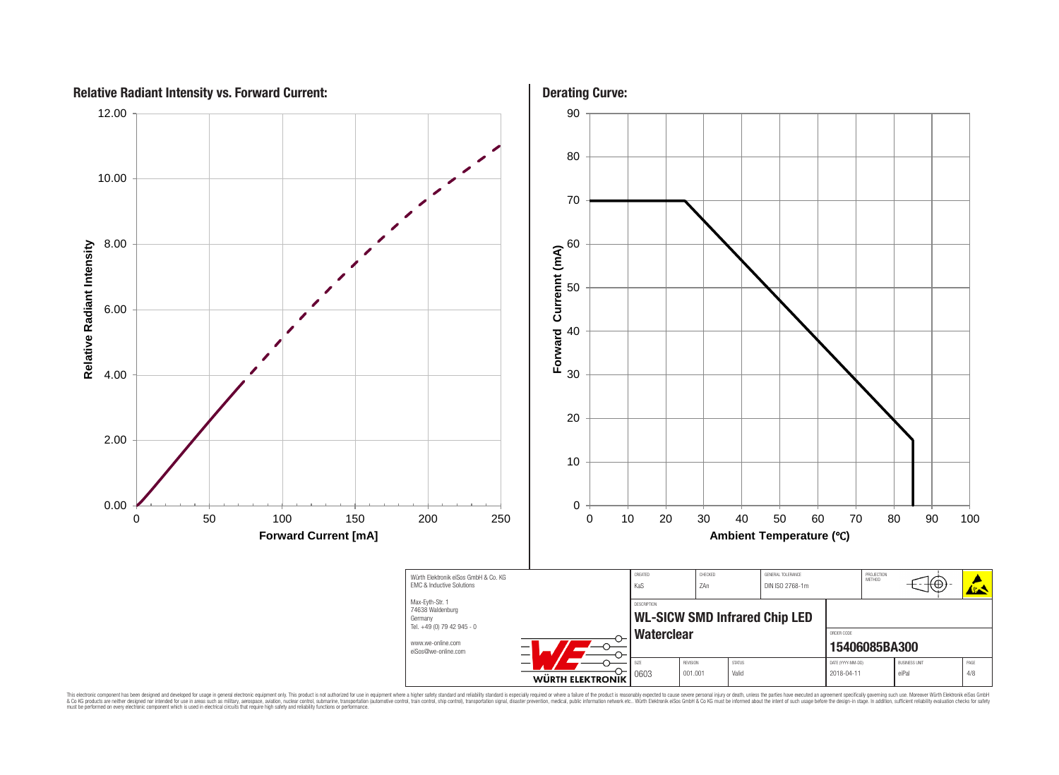## Relative Radiant Intensity vs. Forward Current:

Relative Radiant Intensity

12.00
10.00
8.00
6.00
4.00
2.00
0.00

0 50 100 150 200 250

Forward Current [mA]

## Derating Curve:

Forward Curennt (mA)

90
80
70
60
50
40
30
20
10
0

0 10 20 30 40 50 60 70 80 90 100

Ambient Temperature (°C)

| Würth Elektronik eiSos GmbH & Co. KG<br>EMC & Inductive Solutions<br><br>Max-Eyth-Str. 1<br>74638 Waldenburg<br>Germany<br>Tel. +49 (0) 79 42 945 - 0<br><br>www.we-online.com<br>eiSos@we-online.com | CREATED<br>KaS | CHECKED<br>ZAn | GENERAL TOLERANCE<br>DIN ISO 2768-1m | PROJECTION METHOD | |
|---|---|---|---|---|---|
| | DESCRIPTION<br>**WL-SICW SMD Infrared Chip LED Waterclear** | | | ORDER CODE<br>**15406085BA300** | |
| WÜRTH ELEKTRONIK | SIZE<br>0603 | REVISION<br>001.001 | STATUS<br>Valid | DATE (YYYY-MM-DD)<br>2018-04-11 | BUSINESS UNIT<br>eiPal |

This electronic component has been designed and developed for usage in general electronic equipment only. This product is not authorized for use in equipment where a higher safety standard and reliability standard is especially required or where a failure of the product is reasonably expected to cause severe personal injury or death, unless the parties have executed an agreement specifically governing such use. Moreover Würth Elektronik eiSos GmbH & Co KG products are neither designed nor intended for use in areas such as military, aerospace, aviation, nuclear control, submarine, transportation (automotive control, train control, ship control), transportation signal, disaster prevention, medical, public information network etc.. Würth Elektronik eiSos GmbH & Co KG must be informed about the intent of such usage before the design-in stage. In addition, sufficient reliability evaluation checks for safety must be performed on every electronic component which is used in electrical circuits that require high safety and reliability functions or performance.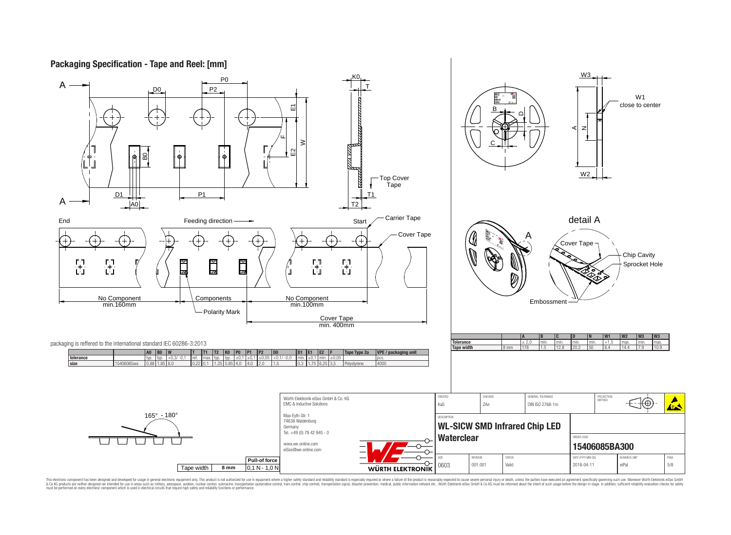## Packaging Specification - Tape and Reel: [mm]

A — A

P0, P2, D0, E1, F, W, E2, B0, D1, A0, P1, K0, T, Top Cover Tape, T1, T2

End — Feeding direction — Start

Carrier Tape

Cover Tape

No Component min.160mm

Components

Polarity Mark

No Component min.100mm

Cover Tape min. 400mm

packaging is reffered to the international standard IEC 60286-3:2013

| | | A0 | B0 | W | T | T1 | T2 | K0 | P0 | P1 | P2 | D0 | D1 | E1 | E2 | F | Tape Type 2a | VPE / packaging unit |
|---|---|---|---|---|---|---|---|---|---|---|---|---|---|---|---|---|---|---|
| tolerance | | typ. | typ. | +0,3/ -0,1 | ref. | max. | typ. | typ. | ±0,1 | ±0,1 | ±0,05 | +0,1/ -0,0 | min. | ±0,1 | min. | ±0,05 | | pcs. |
| size | 15406085xxx | 0,88 | 1,85 | 8,0 | 0,22 | 0,1 | 1,25 | 0,85 | 4,0 | 4,0 | 2,0 | 1,5 | 0,3 | 1,75 | 6,25 | 3,5 | Polystyrene | 4000 |

W3, W1 close to center, B, D, C, A, N, W2

detail A

A

Cover Tape

Chip Cavity

Sprocket Hole

Embossment

| | | A | B | C | D | N | W1 | W2 | W3 | W3 |
|---|---|---|---|---|---|---|---|---|---|---|
| Tolerance | | ± 2,0 | min. | min. | min. | min. | +1,5 | max. | min. | max. |
| Tape width | 8 mm | 178 | 1.5 | 12.8 | 20.2 | 50 | 8.4 | 14.4 | 7.9 | 10.9 |

165° - 180°

| Tape width | 8 mm | Pull-of force |
|---|---|---|
| | | 0,1 N - 1,0 N |

Würth Elektronik eiSos GmbH & Co. KG
EMC & Inductive Solutions
Max-Eyth-Str. 1
74638 Waldenburg
Germany
Tel. +49 (0) 79 42 945 - 0
www.we-online.com
eiSos@we-online.com

| CREATED | CHECKED | GENERAL TOLERANCE | PROJECTION METHOD |
|---|---|---|---|
| KaS | ZAn | DIN ISO 2768-1m | |

DESCRIPTION

**WL-SICW SMD Infrared Chip LED Waterclear**

ORDER CODE

**15406085BA300**

| SIZE | REVISION | STATUS | DATE (YYYY-MM-DD) | BUSINESS UNIT | PAGE |
|---|---|---|---|---|---|
| 0603 | 001.001 | Valid | 2018-04-11 | eiPal | 5/8 |

This electronic component has been designed and developed for usage in general electronic equipment only. This product is not authorized for use in equipment where a higher safety standard and reliability standard is especially required or where a failure of the product is reasonably expected to cause severe personal injury or death, unless the parties have executed an agreement specifically governing such use. Moreover Würth Elektronik eiSos GmbH & Co KG products are neither designed nor intended for use in areas such as military, aerospace, aviation, nuclear control, submarine, transportation (automotive control, train control, ship control), transportation signal, disaster prevention, medical, public information network etc.. Würth Elektronik eiSos GmbH & Co KG must be informed about the intent of such usage before the design-in stage. In addition, sufficient reliability evaluation checks for safety must be performed on every electronic component which is used in electrical circuits that require high safety and reliability functions or performance.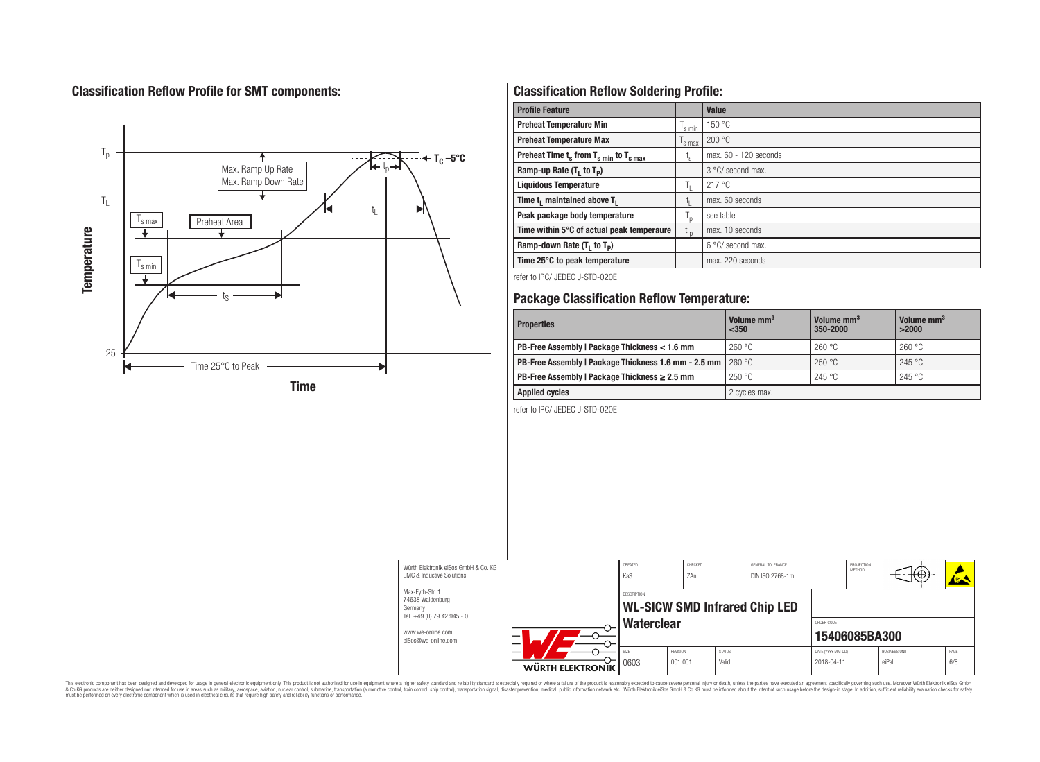## Classification Reflow Profile for SMT components:

## Classification Reflow Soldering Profile:

| Profile Feature | | Value |
|---|---|---|
| Preheat Temperature Min | $T_{s\ min}$ | 150 °C |
| Preheat Temperature Max | $T_{s\ max}$ | 200 °C |
| Preheat Time $t_s$ from $T_{s\ min}$ to $T_{s\ max}$ | $t_s$ | max. 60 - 120 seconds |
| Ramp-up Rate ($T_L$ to $T_P$) | | 3 °C/ second max. |
| Liquidous Temperature | $T_L$ | 217 °C |
| Time $t_L$ maintained above $T_L$ | $t_L$ | max. 60 seconds |
| Peak package body temperature | $T_p$ | see table |
| Time within 5°C of actual peak temperaure | $t_p$ | max. 10 seconds |
| Ramp-down Rate ($T_L$ to $T_P$) | | 6 °C/ second max. |
| Time 25°C to peak temperature | | max. 220 seconds |

refer to IPC/ JEDEC J-STD-020E

## Package Classification Reflow Temperature:

| Properties | Volume mm³ <350 | Volume mm³ 350-2000 | Volume mm³ >2000 |
|---|---|---|---|
| PB-Free Assembly \| Package Thickness < 1.6 mm | 260 °C | 260 °C | 260 °C |
| PB-Free Assembly \| Package Thickness 1.6 mm - 2.5 mm | 260 °C | 250 °C | 245 °C |
| PB-Free Assembly \| Package Thickness ≥ 2.5 mm | 250 °C | 245 °C | 245 °C |
| Applied cycles | 2 cycles max. | | |

refer to IPC/ JEDEC J-STD-020E

| Würth Elektronik eiSos GmbH & Co. KG<br>EMC & Inductive Solutions<br>Max-Eyth-Str. 1<br>74638 Waldenburg<br>Germany<br>Tel. +49 (0) 79 42 945 - 0<br>www.we-online.com<br>eiSos@we-online.com | CREATED: KaS | CHECKED: ZAn | GENERAL TOLERANCE: DIN ISO 2768-1m |
|---|---|---|---|
| DESCRIPTION | WL-SICW SMD Infrared Chip LED Waterclear | ORDER CODE | 15406085BA300 |
| SIZE: 0603 | REVISION: 001.001 | STATUS: Valid | DATE (YYYY-MM-DD): 2018-04-11 |
| BUSINESS UNIT: eiPal | PAGE: 6/8 | | |

This electronic component has been designed and developed for usage in general electronic equipment only. This product is not authorized for use in equipment where a higher safety standard and reliability standard is especially required or where a failure of the product is reasonably expected to cause severe personal injury or death, unless the parties have executed an agreement specifically governing such use. Moreover Würth Elektronik eiSos GmbH & Co KG products are neither designed nor intended for use in areas such as military, aerospace, aviation, nuclear control, submarine, transportation (automotive control, train control, ship control), transportation signal, disaster prevention, medical, public information network etc.. Würth Elektronik eiSos GmbH & Co KG must be informed about the intent of such usage before the design-in stage. In addition, sufficient reliability evaluation checks for safety must be performed on every electronic component which is used in electrical circuits that require high safety and reliability functions or performance.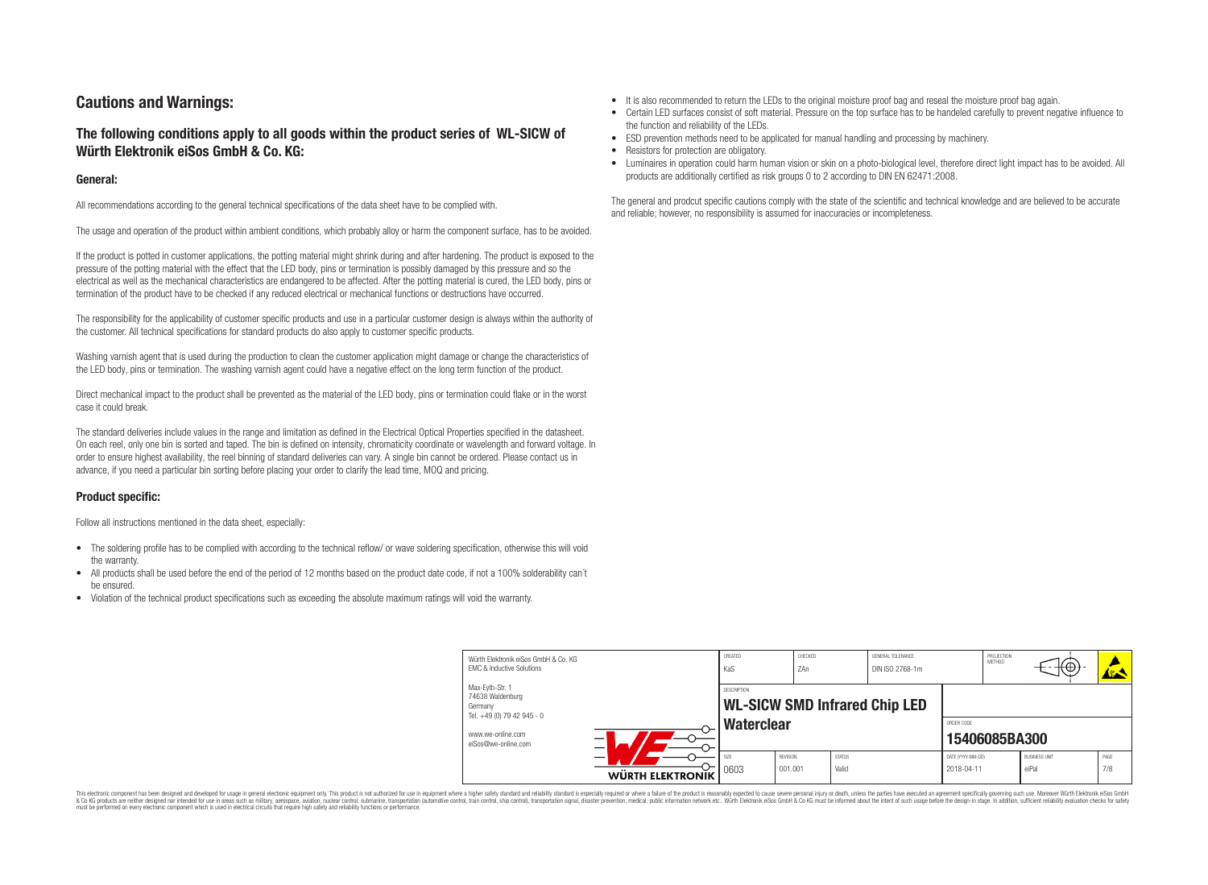# Cautions and Warnings:

## The following conditions apply to all goods within the product series of WL-SICW of Würth Elektronik eiSos GmbH & Co. KG:

### General:

All recommendations according to the general technical specifications of the data sheet have to be complied with.

The usage and operation of the product within ambient conditions, which probably alloy or harm the component surface, has to be avoided.

If the product is potted in customer applications, the potting material might shrink during and after hardening. The product is exposed to the pressure of the potting material with the effect that the LED body, pins or termination is possibly damaged by this pressure and so the electrical as well as the mechanical characteristics are endangered to be affected. After the potting material is cured, the LED body, pins or termination of the product have to be checked if any reduced electrical or mechanical functions or destructions have occurred.

The responsibility for the applicability of customer specific products and use in a particular customer design is always within the authority of the customer. All technical specifications for standard products do also apply to customer specific products.

Washing varnish agent that is used during the production to clean the customer application might damage or change the characteristics of the LED body, pins or termination. The washing varnish agent could have a negative effect on the long term function of the product.

Direct mechanical impact to the product shall be prevented as the material of the LED body, pins or termination could flake or in the worst case it could break.

The standard deliveries include values in the range and limitation as defined in the Electrical Optical Properties specified in the datasheet. On each reel, only one bin is sorted and taped. The bin is defined on intensity, chromaticity coordinate or wavelength and forward voltage. In order to ensure highest availability, the reel binning of standard deliveries can vary. A single bin cannot be ordered. Please contact us in advance, if you need a particular bin sorting before placing your order to clarify the lead time, MOQ and pricing.

### Product specific:

Follow all instructions mentioned in the data sheet, especially:

- The soldering profile has to be complied with according to the technical reflow/ or wave soldering specification, otherwise this will void the warranty.
- All products shall be used before the end of the period of 12 months based on the product date code, if not a 100% solderability can't be ensured.
- Violation of the technical product specifications such as exceeding the absolute maximum ratings will void the warranty.
- It is also recommended to return the LEDs to the original moisture proof bag and reseal the moisture proof bag again.
- Certain LED surfaces consist of soft material. Pressure on the top surface has to be handeled carefully to prevent negative influence to the function and reliability of the LEDs.
- ESD prevention methods need to be applicated for manual handling and processing by machinery.
- Resistors for protection are obligatory.
- Luminaires in operation could harm human vision or skin on a photo-biological level, therefore direct light impact has to be avoided. All products are additionally certified as risk groups 0 to 2 according to DIN EN 62471:2008.

The general and prodcut specific cautions comply with the state of the scientific and technical knowledge and are believed to be accurate and reliable; however, no responsibility is assumed for inaccuracies or incompleteness.

| Würth Elektronik eiSos GmbH & Co. KG<br>EMC & Inductive Solutions<br>Max-Eyth-Str. 1<br>74638 Waldenburg<br>Germany<br>Tel. +49 (0) 79 42 945 - 0<br>www.we-online.com<br>eiSos@we-online.com | CREATED<br>KaS | CHECKED<br>ZAn | | GENERAL TOLERANCE<br>DIN ISO 2768-1m | PROJECTION METHOD | |
|---|---|---|---|---|---|---|
| | DESCRIPTION<br>**WL-SICW SMD Infrared Chip LED Waterclear** | | | | ORDER CODE<br>**15406085BA300** | |
| | SIZE<br>0603 | REVISION<br>001.001 | STATUS<br>Valid | DATE (YYYY-MM-DD)<br>2018-04-11 | BUSINESS UNIT<br>eiPal | PAGE<br>7/8 |

This electronic component has been designed and developed for usage in general electronic equipment only. This product is not authorized for use in equipment where a higher safety standard and reliability standard is especially required or where a failure of the product is reasonably expected to cause severe personal injury or death, unless the parties have executed an agreement specifically governing such use. Moreover Würth Elektronik eiSos GmbH & Co KG products are neither designed nor intended for use in areas such as military, aerospace, aviation, nuclear control, submarine, transportation (automotive control, train control, ship control), transportation signal, disaster prevention, medical, public information network etc.. Würth Elektronik eiSos GmbH & Co KG must be informed about the intent of such usage before the design-in stage. In addition, sufficient reliability evaluation checks for safety must be performed on every electronic component which is used in electrical circuits that require high safety and reliability functions or performance.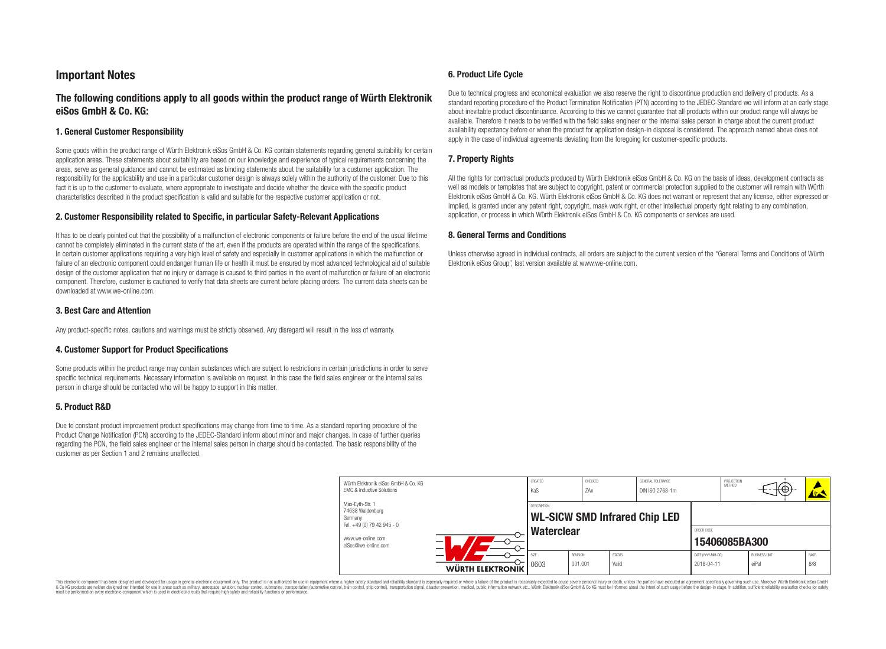# Important Notes

## The following conditions apply to all goods within the product range of Würth Elektronik eiSos GmbH & Co. KG:

### 1. General Customer Responsibility

Some goods within the product range of Würth Elektronik eiSos GmbH & Co. KG contain statements regarding general suitability for certain application areas. These statements about suitability are based on our knowledge and experience of typical requirements concerning the areas, serve as general guidance and cannot be estimated as binding statements about the suitability for a customer application. The responsibility for the applicability and use in a particular customer design is always solely within the authority of the customer. Due to this fact it is up to the customer to evaluate, where appropriate to investigate and decide whether the device with the specific product characteristics described in the product specification is valid and suitable for the respective customer application or not.

### 2. Customer Responsibility related to Specific, in particular Safety-Relevant Applications

It has to be clearly pointed out that the possibility of a malfunction of electronic components or failure before the end of the usual lifetime cannot be completely eliminated in the current state of the art, even if the products are operated within the range of the specifications. In certain customer applications requiring a very high level of safety and especially in customer applications in which the malfunction or failure of an electronic component could endanger human life or health it must be ensured by most advanced technological aid of suitable design of the customer application that no injury or damage is caused to third parties in the event of malfunction or failure of an electronic component. Therefore, customer is cautioned to verify that data sheets are current before placing orders. The current data sheets can be downloaded at www.we-online.com.

### 3. Best Care and Attention

Any product-specific notes, cautions and warnings must be strictly observed. Any disregard will result in the loss of warranty.

### 4. Customer Support for Product Specifications

Some products within the product range may contain substances which are subject to restrictions in certain jurisdictions in order to serve specific technical requirements. Necessary information is available on request. In this case the field sales engineer or the internal sales person in charge should be contacted who will be happy to support in this matter.

### 5. Product R&D

Due to constant product improvement product specifications may change from time to time. As a standard reporting procedure of the Product Change Notification (PCN) according to the JEDEC-Standard inform about minor and major changes. In case of further queries regarding the PCN, the field sales engineer or the internal sales person in charge should be contacted. The basic responsibility of the customer as per Section 1 and 2 remains unaffected.

### 6. Product Life Cycle

Due to technical progress and economical evaluation we also reserve the right to discontinue production and delivery of products. As a standard reporting procedure of the Product Termination Notification (PTN) according to the JEDEC-Standard we will inform at an early stage about inevitable product discontinuance. According to this we cannot guarantee that all products within our product range will always be available. Therefore it needs to be verified with the field sales engineer or the internal sales person in charge about the current product availability expectancy before or when the product for application design-in disposal is considered. The approach named above does not apply in the case of individual agreements deviating from the foregoing for customer-specific products.

### 7. Property Rights

All the rights for contractual products produced by Würth Elektronik eiSos GmbH & Co. KG on the basis of ideas, development contracts as well as models or templates that are subject to copyright, patent or commercial protection supplied to the customer will remain with Würth Elektronik eiSos GmbH & Co. KG. Würth Elektronik eiSos GmbH & Co. KG does not warrant or represent that any license, either expressed or implied, is granted under any patent right, copyright, mask work right, or other intellectual property right relating to any combination, application, or process in which Würth Elektronik eiSos GmbH & Co. KG components or services are used.

### 8. General Terms and Conditions

Unless otherwise agreed in individual contracts, all orders are subject to the current version of the "General Terms and Conditions of Würth Elektronik eiSos Group", last version available at www.we-online.com.

| | | | | | | |
|---|---|---|---|---|---|---|
| Würth Elektronik eiSos GmbH & Co. KG<br>EMC & Inductive Solutions<br>Max-Eyth-Str. 1<br>74638 Waldenburg<br>Germany<br>Tel. +49 (0) 79 42 945 - 0<br>www.we-online.com<br>eiSos@we-online.com | CREATED<br>KaS | CHECKED<br>ZAn | GENERAL TOLERANCE<br>DIN ISO 2768-1m | | PROJECTION METHOD | |
| | DESCRIPTION<br>WL-SICW SMD Infrared Chip LED Waterclear | | | ORDER CODE<br>15406085BA300 | | |
| | SIZE<br>0603 | REVISION<br>001.001 | STATUS<br>Valid | DATE (YYYY-MM-DD)<br>2018-04-11 | BUSINESS UNIT<br>eiPal | PAGE<br>8/8 |

This electronic component has been designed and developed for usage in general electronic equipment only. This product is not authorized for use in equipment where a higher safety standard and reliability standard is especially required or where a failure of the product is reasonably expected to cause severe personal injury or death, unless the parties have executed an agreement specifically governing such use. Moreover Würth Elektronik eiSos GmbH & Co KG products are neither designed nor intended for use in areas such as military, aerospace, aviation, nuclear control, submarine, transportation (automotive control, train control, ship control), transportation signal, disaster prevention, medical, public information network etc.. Würth Elektronik eiSos GmbH & Co KG must be informed about the intent of such usage before the design-in stage. In addition, sufficient reliability evaluation checks for safety must be performed on every electronic component which is used in electrical circuits that require high safety and reliability functions or performance.